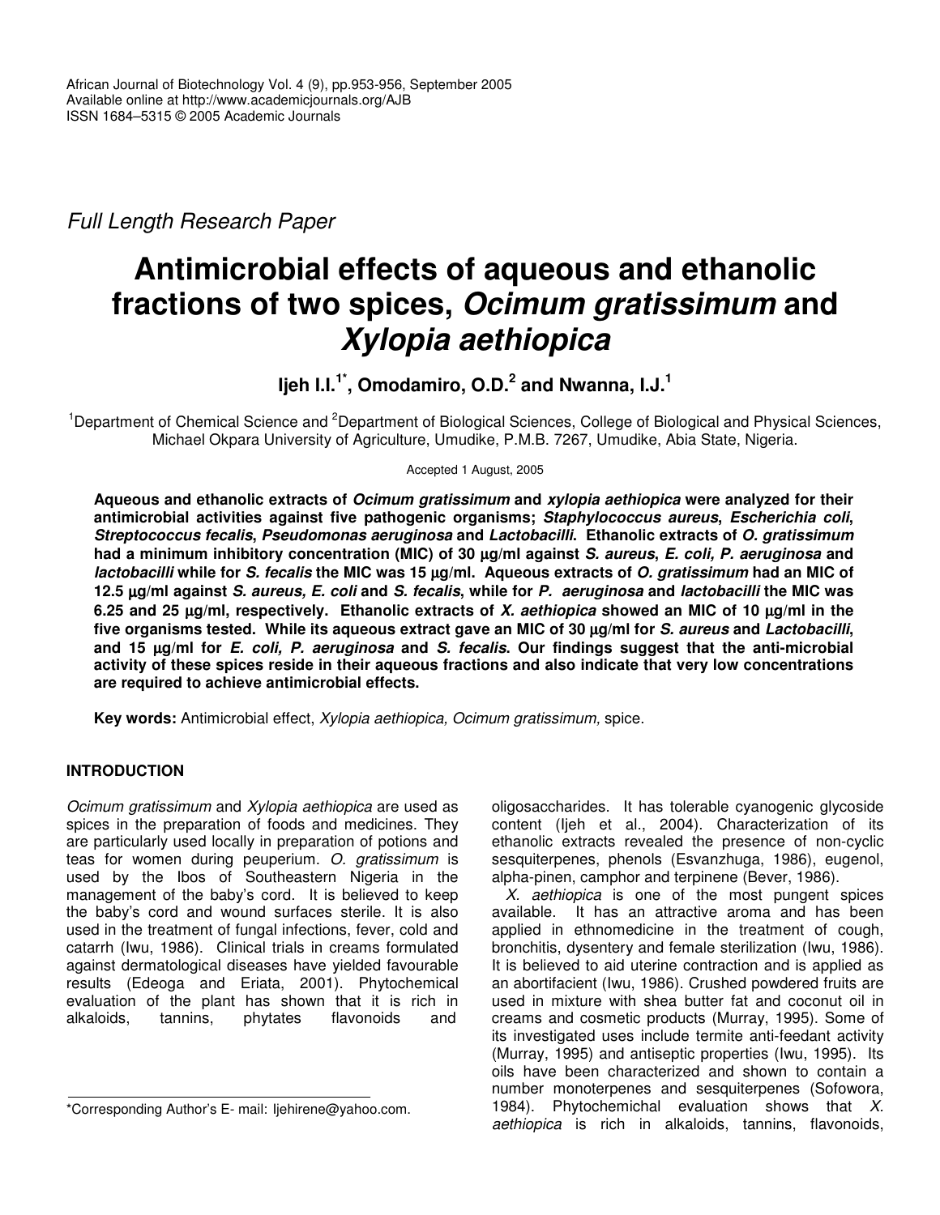*Full Length Research Paper*

# Antimicrobial effects of aqueous and ethanolic fractions of two spices, *Ocimum gratissimum* and *Xylopia aethiopica*

**Ijeh I.I.[1*], Omodamiro, O.D.[2] and Nwanna, I.J.[1]**

[1]Department of Chemical Science and [2]Department of Biological Sciences, College of Biological and Physical Sciences, Michael Okpara University of Agriculture, Umudike, P.M.B. 7267, Umudike, Abia State, Nigeria.

Accepted 1 August, 2005

**Aqueous and ethanolic extracts of *Ocimum gratissimum* and *xylopia aethiopica* were analyzed for their antimicrobial activities against five pathogenic organisms; *Staphylococcus aureus*, *Escherichia coli*, *Streptococcus fecalis*, *Pseudomonas aeruginosa* and *Lactobacilli*. Ethanolic extracts of *O. gratissimum* had a minimum inhibitory concentration (MIC) of 30 µg/ml against *S. aureus*, *E. coli, P. aeruginosa* and *lactobacilli* while for *S. fecalis* the MIC was 15 µg/ml. Aqueous extracts of *O. gratissimum* had an MIC of 12.5 µg/ml against *S. aureus, E. coli* and *S. fecalis*, while for *P. aeruginosa* and *lactobacilli* the MIC was 6.25 and 25 µg/ml, respectively. Ethanolic extracts of *X. aethiopica* showed an MIC of 10 µg/ml in the five organisms tested. While its aqueous extract gave an MIC of 30 µg/ml for *S. aureus* and *Lactobacilli*, and 15 µg/ml for *E. coli, P. aeruginosa* and *S. fecalis*. Our findings suggest that the anti-microbial activity of these spices reside in their aqueous fractions and also indicate that very low concentrations are required to achieve antimicrobial effects.**

**Key words:** Antimicrobial effect, *Xylopia aethiopica, Ocimum gratissimum,* spice.

## INTRODUCTION

*Ocimum gratissimum* and *Xylopia aethiopica* are used as spices in the preparation of foods and medicines. They are particularly used locally in preparation of potions and teas for women during peuperium. *O. gratissimum* is used by the Ibos of Southeastern Nigeria in the management of the baby's cord. It is believed to keep the baby's cord and wound surfaces sterile. It is also used in the treatment of fungal infections, fever, cold and catarrh (Iwu, 1986). Clinical trials in creams formulated against dermatological diseases have yielded favourable results (Edeoga and Eriata, 2001). Phytochemical evaluation of the plant has shown that it is rich in alkaloids, tannins, phytates flavonoids and oligosaccharides. It has tolerable cyanogenic glycoside content (Ijeh et al., 2004). Characterization of its ethanolic extracts revealed the presence of non-cyclic sesquiterpenes, phenols (Esvanzhuga, 1986), eugenol, alpha-pinen, camphor and terpinene (Bever, 1986).

*X. aethiopica* is one of the most pungent spices available. It has an attractive aroma and has been applied in ethnomedicine in the treatment of cough, bronchitis, dysentery and female sterilization (Iwu, 1986). It is believed to aid uterine contraction and is applied as an abortifacient (Iwu, 1986). Crushed powdered fruits are used in mixture with shea butter fat and coconut oil in creams and cosmetic products (Murray, 1995). Some of its investigated uses include termite anti-feedant activity (Murray, 1995) and antiseptic properties (Iwu, 1995). Its oils have been characterized and shown to contain a number monoterpenes and sesquiterpenes (Sofowora, 1984). Phytochemichal evaluation shows that *X. aethiopica* is rich in alkaloids, tannins, flavonoids,

*Corresponding Author's E- mail: Ijehirene@yahoo.com.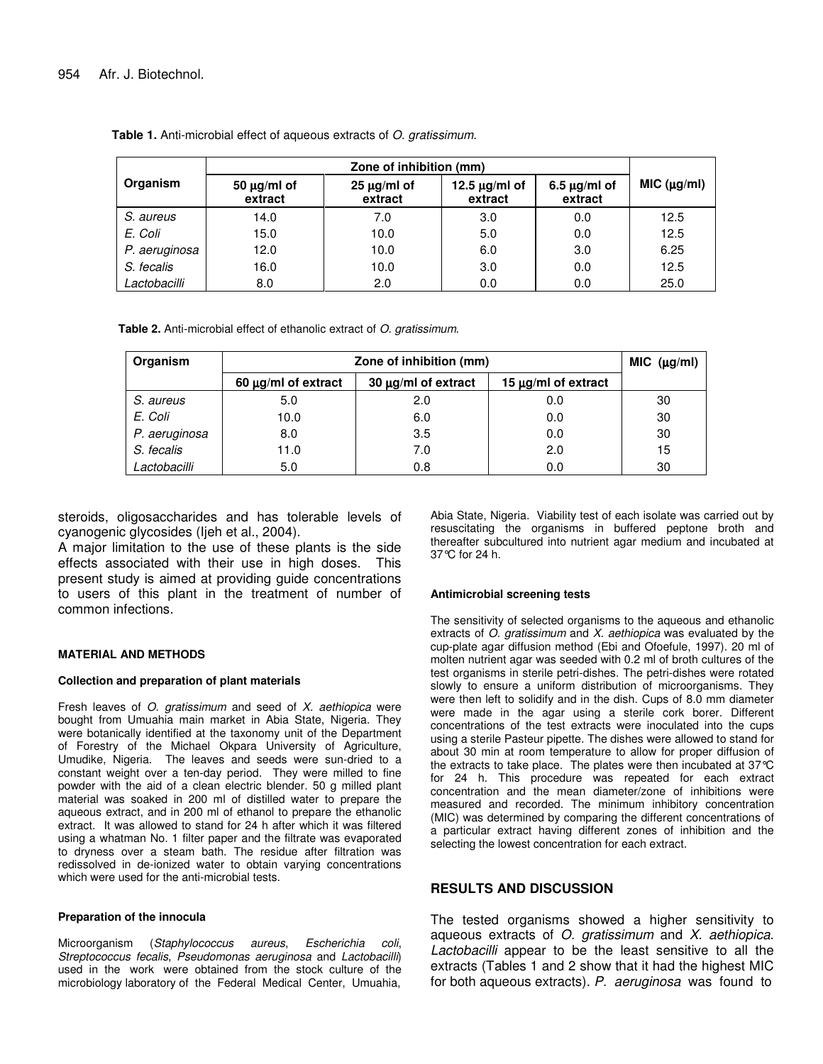**Table 1.** Anti-microbial effect of aqueous extracts of *O. gratissimum*.

| Organism | Zone of inhibition (mm) | | | | MIC (μg/ml) |
|---|---|---|---|---|---|
| | 50 μg/ml of extract | 25 μg/ml of extract | 12.5 μg/ml of extract | 6.5 μg/ml of extract | |
| *S. aureus* | 14.0 | 7.0 | 3.0 | 0.0 | 12.5 |
| *E. Coli* | 15.0 | 10.0 | 5.0 | 0.0 | 12.5 |
| *P. aeruginosa* | 12.0 | 10.0 | 6.0 | 3.0 | 6.25 |
| *S. fecalis* | 16.0 | 10.0 | 3.0 | 0.0 | 12.5 |
| *Lactobacilli* | 8.0 | 2.0 | 0.0 | 0.0 | 25.0 |

**Table 2.** Anti-microbial effect of ethanolic extract of *O. gratissimum*.

| Organism | Zone of inhibition (mm) | | | MIC (μg/ml) |
|---|---|---|---|---|
| | 60 μg/ml of extract | 30 μg/ml of extract | 15 μg/ml of extract | |
| *S. aureus* | 5.0 | 2.0 | 0.0 | 30 |
| *E. Coli* | 10.0 | 6.0 | 0.0 | 30 |
| *P. aeruginosa* | 8.0 | 3.5 | 0.0 | 30 |
| *S. fecalis* | 11.0 | 7.0 | 2.0 | 15 |
| *Lactobacilli* | 5.0 | 0.8 | 0.0 | 30 |

steroids, oligosaccharides and has tolerable levels of cyanogenic glycosides (Ijeh et al., 2004).

A major limitation to the use of these plants is the side effects associated with their use in high doses. This present study is aimed at providing guide concentrations to users of this plant in the treatment of number of common infections.

#### MATERIAL AND METHODS

##### Collection and preparation of plant materials

Fresh leaves of *O. gratissimum* and seed of *X. aethiopica* were bought from Umuahia main market in Abia State, Nigeria. They were botanically identified at the taxonomy unit of the Department of Forestry of the Michael Okpara University of Agriculture, Umudike, Nigeria. The leaves and seeds were sun-dried to a constant weight over a ten-day period. They were milled to fine powder with the aid of a clean electric blender. 50 g milled plant material was soaked in 200 ml of distilled water to prepare the aqueous extract, and in 200 ml of ethanol to prepare the ethanolic extract. It was allowed to stand for 24 h after which it was filtered using a whatman No. 1 filter paper and the filtrate was evaporated to dryness over a steam bath. The residue after filtration was redissolved in de-ionized water to obtain varying concentrations which were used for the anti-microbial tests.

##### Preparation of the innocula

Microorganism (*Staphylococcus aureus*, *Escherichia coli*, *Streptococcus fecalis*, *Pseudomonas aeruginosa* and *Lactobacilli*) used in the work were obtained from the stock culture of the microbiology laboratory of the Federal Medical Center, Umuahia, Abia State, Nigeria. Viability test of each isolate was carried out by resuscitating the organisms in buffered peptone broth and thereafter subcultured into nutrient agar medium and incubated at 37°C for 24 h.

##### Antimicrobial screening tests

The sensitivity of selected organisms to the aqueous and ethanolic extracts of *O. gratissimum* and *X. aethiopica* was evaluated by the cup-plate agar diffusion method (Ebi and Ofoefule, 1997). 20 ml of molten nutrient agar was seeded with 0.2 ml of broth cultures of the test organisms in sterile petri-dishes. The petri-dishes were rotated slowly to ensure a uniform distribution of microorganisms. They were then left to solidify and in the dish. Cups of 8.0 mm diameter were made in the agar using a sterile cork borer. Different concentrations of the test extracts were inoculated into the cups using a sterile Pasteur pipette. The dishes were allowed to stand for about 30 min at room temperature to allow for proper diffusion of the extracts to take place. The plates were then incubated at 37°C for 24 h. This procedure was repeated for each extract concentration and the mean diameter/zone of inhibitions were measured and recorded. The minimum inhibitory concentration (MIC) was determined by comparing the different concentrations of a particular extract having different zones of inhibition and the selecting the lowest concentration for each extract.

## RESULTS AND DISCUSSION

The tested organisms showed a higher sensitivity to aqueous extracts of *O. gratissimum* and *X. aethiopica*. *Lactobacilli* appear to be the least sensitive to all the extracts (Tables 1 and 2 show that it had the highest MIC for both aqueous extracts). *P. aeruginosa* was found to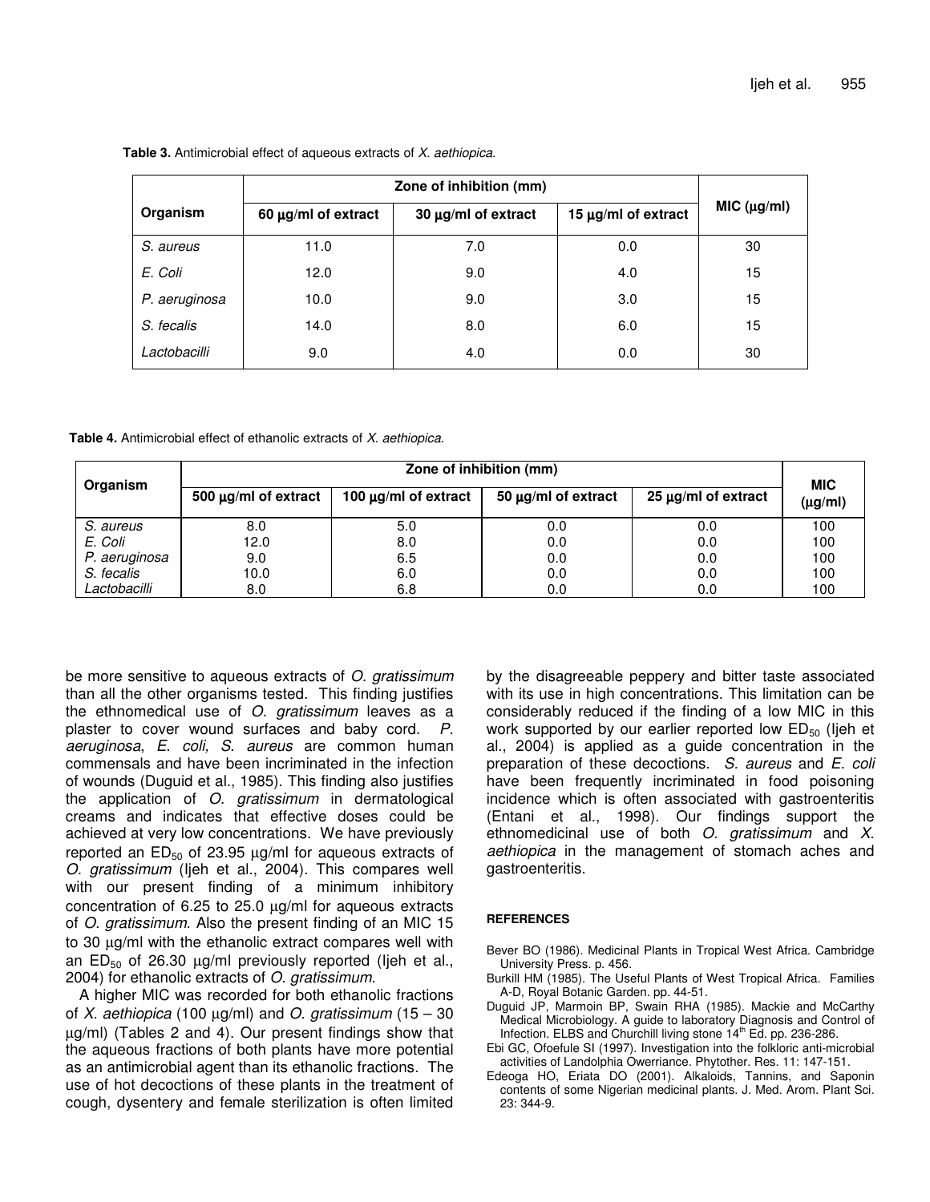**Table 3.** Antimicrobial effect of aqueous extracts of *X. aethiopica*.

| Organism | Zone of inhibition (mm) | | | MIC (µg/ml) |
|---|---|---|---|---|
| | 60 µg/ml of extract | 30 µg/ml of extract | 15 µg/ml of extract | |
| *S. aureus* | 11.0 | 7.0 | 0.0 | 30 |
| *E. Coli* | 12.0 | 9.0 | 4.0 | 15 |
| *P. aeruginosa* | 10.0 | 9.0 | 3.0 | 15 |
| *S. fecalis* | 14.0 | 8.0 | 6.0 | 15 |
| *Lactobacilli* | 9.0 | 4.0 | 0.0 | 30 |

**Table 4.** Antimicrobial effect of ethanolic extracts of *X. aethiopica*.

| Organism | Zone of inhibition (mm) | | | | MIC (µg/ml) |
|---|---|---|---|---|---|
| | 500 µg/ml of extract | 100 µg/ml of extract | 50 µg/ml of extract | 25 µg/ml of extract | |
| *S. aureus* | 8.0 | 5.0 | 0.0 | 0.0 | 100 |
| *E. Coli* | 12.0 | 8.0 | 0.0 | 0.0 | 100 |
| *P. aeruginosa* | 9.0 | 6.5 | 0.0 | 0.0 | 100 |
| *S. fecalis* | 10.0 | 6.0 | 0.0 | 0.0 | 100 |
| *Lactobacilli* | 8.0 | 6.8 | 0.0 | 0.0 | 100 |

be more sensitive to aqueous extracts of *O. gratissimum* than all the other organisms tested. This finding justifies the ethnomedical use of *O. gratissimum* leaves as a plaster to cover wound surfaces and baby cord. *P. aeruginosa*, *E. coli, S. aureus* are common human commensals and have been incriminated in the infection of wounds (Duguid et al., 1985). This finding also justifies the application of *O. gratissimum* in dermatological creams and indicates that effective doses could be achieved at very low concentrations. We have previously reported an $ED_{50}$ of 23.95 µg/ml for aqueous extracts of *O. gratissimum* (Ijeh et al., 2004). This compares well with our present finding of a minimum inhibitory concentration of 6.25 to 25.0 µg/ml for aqueous extracts of *O. gratissimum*. Also the present finding of an MIC 15 to 30 µg/ml with the ethanolic extract compares well with an $ED_{50}$ of 26.30 µg/ml previously reported (Ijeh et al., 2004) for ethanolic extracts of *O. gratissimum*.

A higher MIC was recorded for both ethanolic fractions of *X. aethiopica* (100 µg/ml) and *O. gratissimum* (15 – 30 µg/ml) (Tables 2 and 4). Our present findings show that the aqueous fractions of both plants have more potential as an antimicrobial agent than its ethanolic fractions. The use of hot decoctions of these plants in the treatment of cough, dysentery and female sterilization is often limited by the disagreeable peppery and bitter taste associated with its use in high concentrations. This limitation can be considerably reduced if the finding of a low MIC in this work supported by our earlier reported low $ED_{50}$ (Ijeh et al., 2004) is applied as a guide concentration in the preparation of these decoctions. *S. aureus* and *E. coli* have been frequently incriminated in food poisoning incidence which is often associated with gastroenteritis (Entani et al., 1998). Our findings support the ethnomedicinal use of both *O. gratissimum* and *X. aethiopica* in the management of stomach aches and gastroenteritis.

## REFERENCES

Bever BO (1986). Medicinal Plants in Tropical West Africa. Cambridge University Press. p. 456.

Burkill HM (1985). The Useful Plants of West Tropical Africa. Families A-D, Royal Botanic Garden. pp. 44-51.

Duguid JP, Marmoin BP, Swain RHA (1985). Mackie and McCarthy Medical Microbiology. A guide to laboratory Diagnosis and Control of Infection. ELBS and Churchill living stone 14th Ed. pp. 236-286.

Ebi GC, Ofoefule SI (1997). Investigation into the folkloric anti-microbial activities of Landolphia Owerriance. Phytother. Res. 11: 147-151.

Edeoga HO, Eriata DO (2001). Alkaloids, Tannins, and Saponin contents of some Nigerian medicinal plants. J. Med. Arom. Plant Sci. 23: 344-9.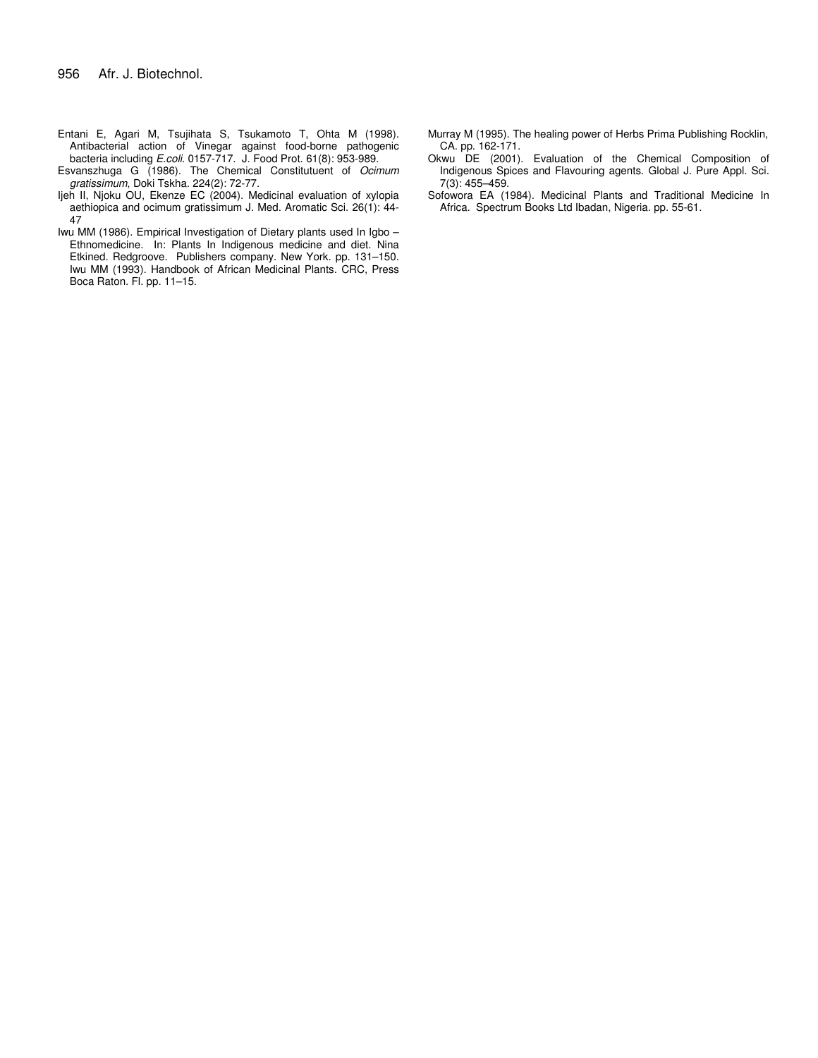Entani E, Agari M, Tsujihata S, Tsukamoto T, Ohta M (1998). Antibacterial action of Vinegar against food-borne pathogenic bacteria including *E.coli*. 0157-717. J. Food Prot. 61(8): 953-989.

Esvanszhuga G (1986). The Chemical Constitutuent of *Ocimum gratissimum*, Doki Tskha. 224(2): 72-77.

Ijeh II, Njoku OU, Ekenze EC (2004). Medicinal evaluation of xylopia aethiopica and ocimum gratissimum J. Med. Aromatic Sci. 26(1): 44-47

Iwu MM (1986). Empirical Investigation of Dietary plants used In Igbo – Ethnomedicine. In: Plants In Indigenous medicine and diet. Nina Etkined. Redgroove. Publishers company. New York. pp. 131–150.

Iwu MM (1993). Handbook of African Medicinal Plants. CRC, Press Boca Raton. Fl. pp. 11–15.

Murray M (1995). The healing power of Herbs Prima Publishing Rocklin, CA. pp. 162-171.

Okwu DE (2001). Evaluation of the Chemical Composition of Indigenous Spices and Flavouring agents. Global J. Pure Appl. Sci. 7(3): 455–459.

Sofowora EA (1984). Medicinal Plants and Traditional Medicine In Africa. Spectrum Books Ltd Ibadan, Nigeria. pp. 55-61.